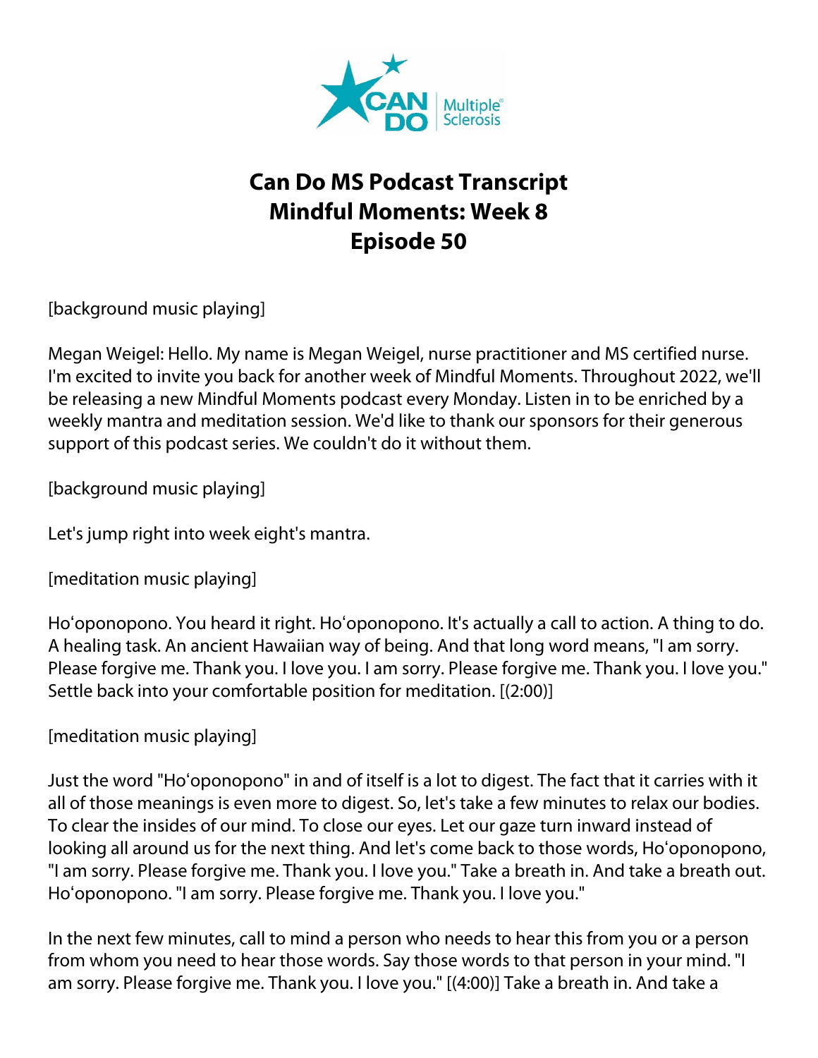# Can Do MS Podcast Transcript
# Mindful Moments: Week 8
# Episode 50

[background music playing]

Megan Weigel: Hello. My name is Megan Weigel, nurse practitioner and MS certified nurse. I'm excited to invite you back for another week of Mindful Moments. Throughout 2022, we'll be releasing a new Mindful Moments podcast every Monday. Listen in to be enriched by a weekly mantra and meditation session. We'd like to thank our sponsors for their generous support of this podcast series. We couldn't do it without them.

[background music playing]

Let's jump right into week eight's mantra.

[meditation music playing]

Hoʻoponopono. You heard it right. Hoʻoponopono. It's actually a call to action. A thing to do. A healing task. An ancient Hawaiian way of being. And that long word means, "I am sorry. Please forgive me. Thank you. I love you. I am sorry. Please forgive me. Thank you. I love you." Settle back into your comfortable position for meditation. [(2:00)]

[meditation music playing]

Just the word "Hoʻoponopono" in and of itself is a lot to digest. The fact that it carries with it all of those meanings is even more to digest. So, let's take a few minutes to relax our bodies. To clear the insides of our mind. To close our eyes. Let our gaze turn inward instead of looking all around us for the next thing. And let's come back to those words, Hoʻoponopono, "I am sorry. Please forgive me. Thank you. I love you." Take a breath in. And take a breath out. Hoʻoponopono. "I am sorry. Please forgive me. Thank you. I love you."

In the next few minutes, call to mind a person who needs to hear this from you or a person from whom you need to hear those words. Say those words to that person in your mind. "I am sorry. Please forgive me. Thank you. I love you." [(4:00)] Take a breath in. And take a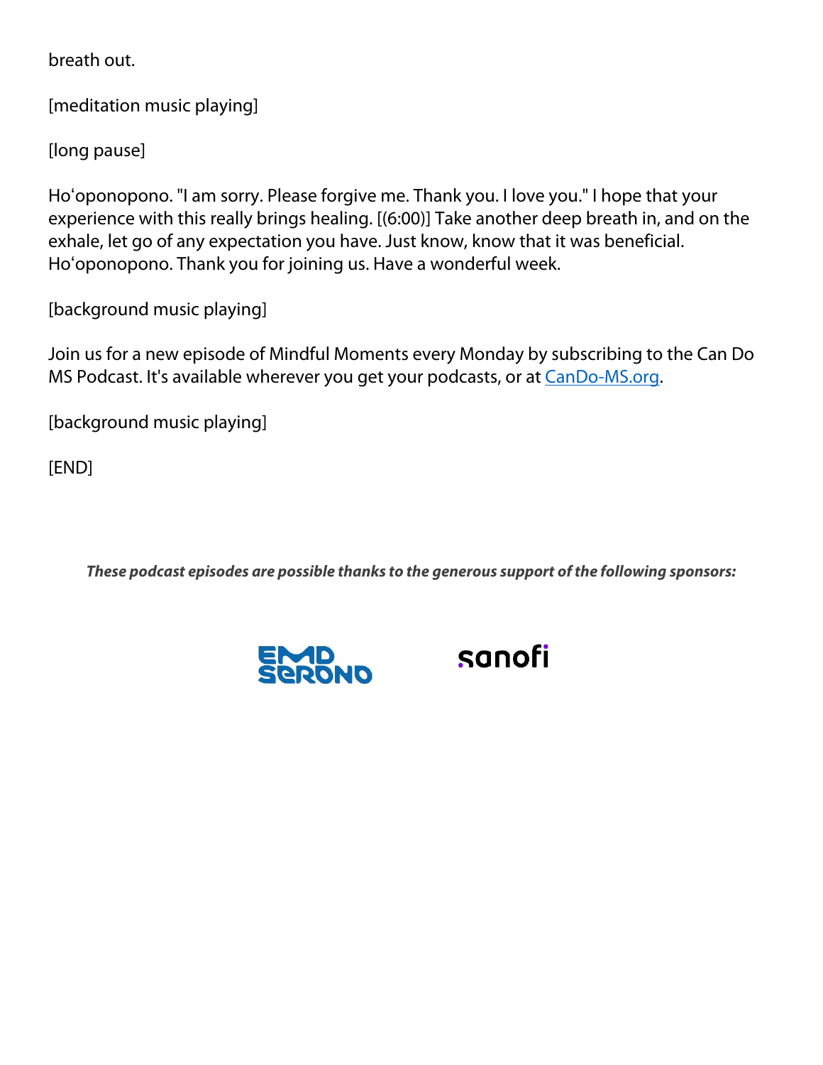breath out.

[meditation music playing]

[long pause]

Hoʻoponopono. "I am sorry. Please forgive me. Thank you. I love you." I hope that your experience with this really brings healing. [(6:00)] Take another deep breath in, and on the exhale, let go of any expectation you have. Just know, know that it was beneficial. Hoʻoponopono. Thank you for joining us. Have a wonderful week.

[background music playing]

Join us for a new episode of Mindful Moments every Monday by subscribing to the Can Do MS Podcast. It's available wherever you get your podcasts, or at [CanDo-MS.org](https://CanDo-MS.org).

[background music playing]

[END]

***These podcast episodes are possible thanks to the generous support of the following sponsors:***

EMD SERONO

sanofi